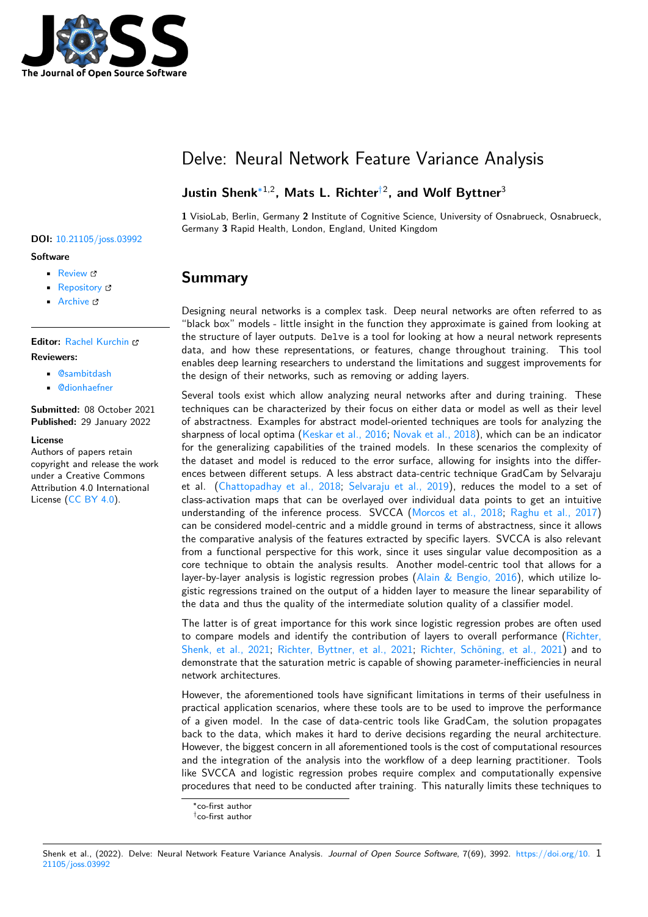// JOSS logo: The Journal of Open Source Software

# Delve: Neural Network Feature Variance Analysis

**Justin Shenk**[*1,2], **Mats L. Richter**[†2], **and Wolf Byttner**[3]

**1** VisioLab, Berlin, Germany **2** Institute of Cognitive Science, University of Osnabrueck, Osnabrueck, Germany **3** Rapid Health, London, England, United Kingdom

**DOI:** 10.21105/joss.03992

**Software**

- Review
- Repository
- Archive

**Editor:** Rachel Kurchin

**Reviewers:**

- @sambitdash
- @dionhaefner

**Submitted:** 08 October 2021
**Published:** 29 January 2022

**License**
Authors of papers retain copyright and release the work under a Creative Commons Attribution 4.0 International License (CC BY 4.0).

## Summary

Designing neural networks is a complex task. Deep neural networks are often referred to as "black box" models - little insight in the function they approximate is gained from looking at the structure of layer outputs. `Delve` is a tool for looking at how a neural network represents data, and how these representations, or features, change throughout training. This tool enables deep learning researchers to understand the limitations and suggest improvements for the design of their networks, such as removing or adding layers.

Several tools exist which allow analyzing neural networks after and during training. These techniques can be characterized by their focus on either data or model as well as their level of abstractness. Examples for abstract model-oriented techniques are tools for analyzing the sharpness of local optima (Keskar et al., 2016; Novak et al., 2018), which can be an indicator for the generalizing capabilities of the trained models. In these scenarios the complexity of the dataset and model is reduced to the error surface, allowing for insights into the differences between different setups. A less abstract data-centric technique GradCam by Selvaraju et al. (Chattopadhay et al., 2018; Selvaraju et al., 2019), reduces the model to a set of class-activation maps that can be overlayed over individual data points to get an intuitive understanding of the inference process. SVCCA (Morcos et al., 2018; Raghu et al., 2017) can be considered model-centric and a middle ground in terms of abstractness, since it allows the comparative analysis of the features extracted by specific layers. SVCCA is also relevant from a functional perspective for this work, since it uses singular value decomposition as a core technique to obtain the analysis results. Another model-centric tool that allows for a layer-by-layer analysis is logistic regression probes (Alain & Bengio, 2016), which utilize logistic regressions trained on the output of a hidden layer to measure the linear separability of the data and thus the quality of the intermediate solution quality of a classifier model.

The latter is of great importance for this work since logistic regression probes are often used to compare models and identify the contribution of layers to overall performance (Richter, Shenk, et al., 2021; Richter, Byttner, et al., 2021; Richter, Schöning, et al., 2021) and to demonstrate that the saturation metric is capable of showing parameter-inefficiencies in neural network architectures.

However, the aforementioned tools have significant limitations in terms of their usefulness in practical application scenarios, where these tools are to be used to improve the performance of a given model. In the case of data-centric tools like GradCam, the solution propagates back to the data, which makes it hard to derive decisions regarding the neural architecture. However, the biggest concern in all aforementioned tools is the cost of computational resources and the integration of the analysis into the workflow of a deep learning practitioner. Tools like SVCCA and logistic regression probes require complex and computationally expensive procedures that need to be conducted after training. This naturally limits these techniques to

[*] co-first author
[†] co-first author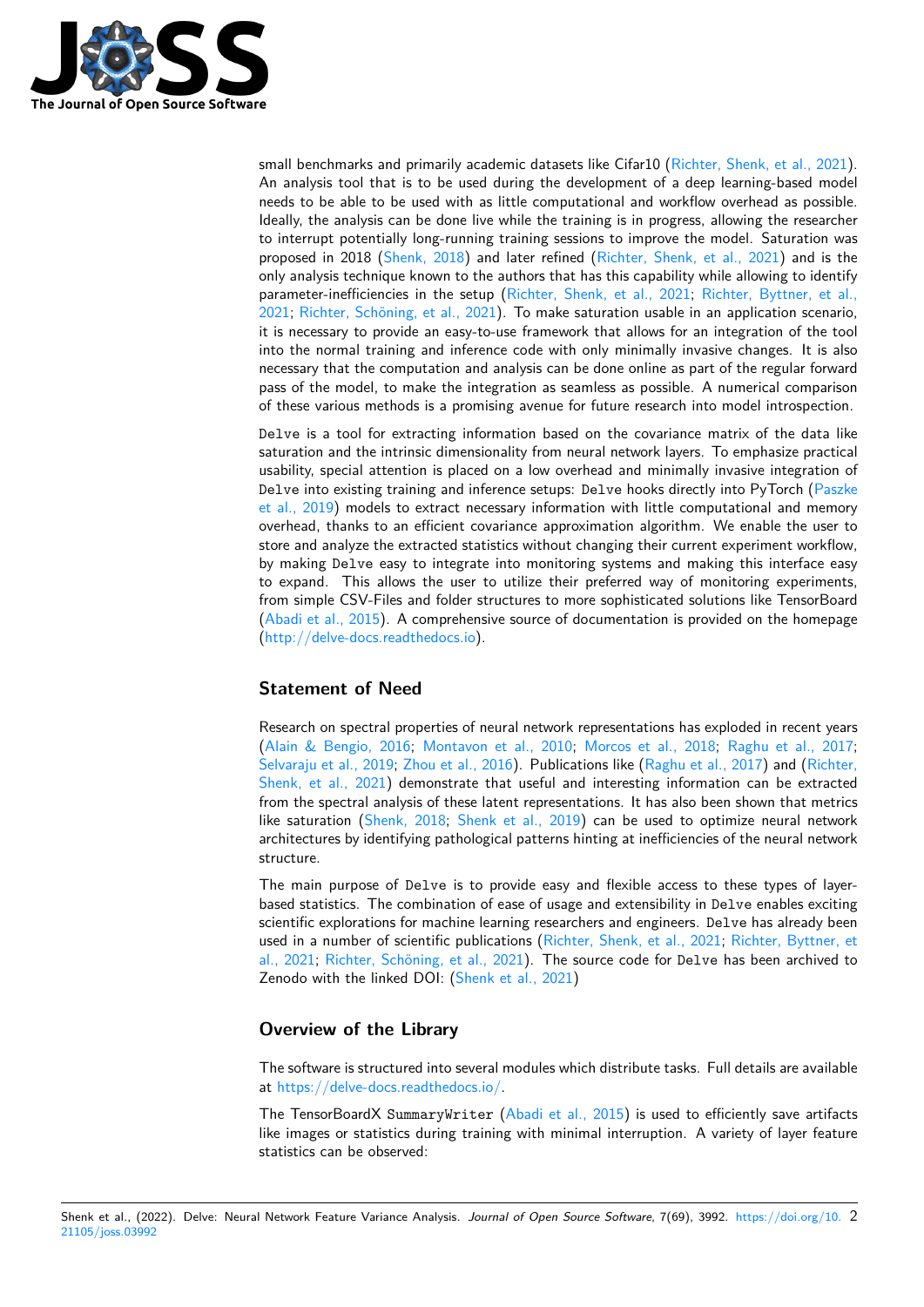small benchmarks and primarily academic datasets like Cifar10 (Richter, Shenk, et al., 2021). An analysis tool that is to be used during the development of a deep learning-based model needs to be able to be used with as little computational and workflow overhead as possible. Ideally, the analysis can be done live while the training is in progress, allowing the researcher to interrupt potentially long-running training sessions to improve the model. Saturation was proposed in 2018 (Shenk, 2018) and later refined (Richter, Shenk, et al., 2021) and is the only analysis technique known to the authors that has this capability while allowing to identify parameter-inefficiencies in the setup (Richter, Shenk, et al., 2021; Richter, Byttner, et al., 2021; Richter, Schöning, et al., 2021). To make saturation usable in an application scenario, it is necessary to provide an easy-to-use framework that allows for an integration of the tool into the normal training and inference code with only minimally invasive changes. It is also necessary that the computation and analysis can be done online as part of the regular forward pass of the model, to make the integration as seamless as possible. A numerical comparison of these various methods is a promising avenue for future research into model introspection.

`Delve` is a tool for extracting information based on the covariance matrix of the data like saturation and the intrinsic dimensionality from neural network layers. To emphasize practical usability, special attention is placed on a low overhead and minimally invasive integration of `Delve` into existing training and inference setups: `Delve` hooks directly into PyTorch (Paszke et al., 2019) models to extract necessary information with little computational and memory overhead, thanks to an efficient covariance approximation algorithm. We enable the user to store and analyze the extracted statistics without changing their current experiment workflow, by making `Delve` easy to integrate into monitoring systems and making this interface easy to expand. This allows the user to utilize their preferred way of monitoring experiments, from simple CSV-Files and folder structures to more sophisticated solutions like TensorBoard (Abadi et al., 2015). A comprehensive source of documentation is provided on the homepage (http://delve-docs.readthedocs.io).

## Statement of Need

Research on spectral properties of neural network representations has exploded in recent years (Alain & Bengio, 2016; Montavon et al., 2010; Morcos et al., 2018; Raghu et al., 2017; Selvaraju et al., 2019; Zhou et al., 2016). Publications like (Raghu et al., 2017) and (Richter, Shenk, et al., 2021) demonstrate that useful and interesting information can be extracted from the spectral analysis of these latent representations. It has also been shown that metrics like saturation (Shenk, 2018; Shenk et al., 2019) can be used to optimize neural network architectures by identifying pathological patterns hinting at inefficiencies of the neural network structure.

The main purpose of `Delve` is to provide easy and flexible access to these types of layer-based statistics. The combination of ease of usage and extensibility in `Delve` enables exciting scientific explorations for machine learning researchers and engineers. `Delve` has already been used in a number of scientific publications (Richter, Shenk, et al., 2021; Richter, Byttner, et al., 2021; Richter, Schöning, et al., 2021). The source code for `Delve` has been archived to Zenodo with the linked DOI: (Shenk et al., 2021)

## Overview of the Library

The software is structured into several modules which distribute tasks. Full details are available at https://delve-docs.readthedocs.io/.

The TensorBoardX `SummaryWriter` (Abadi et al., 2015) is used to efficiently save artifacts like images or statistics during training with minimal interruption. A variety of layer feature statistics can be observed: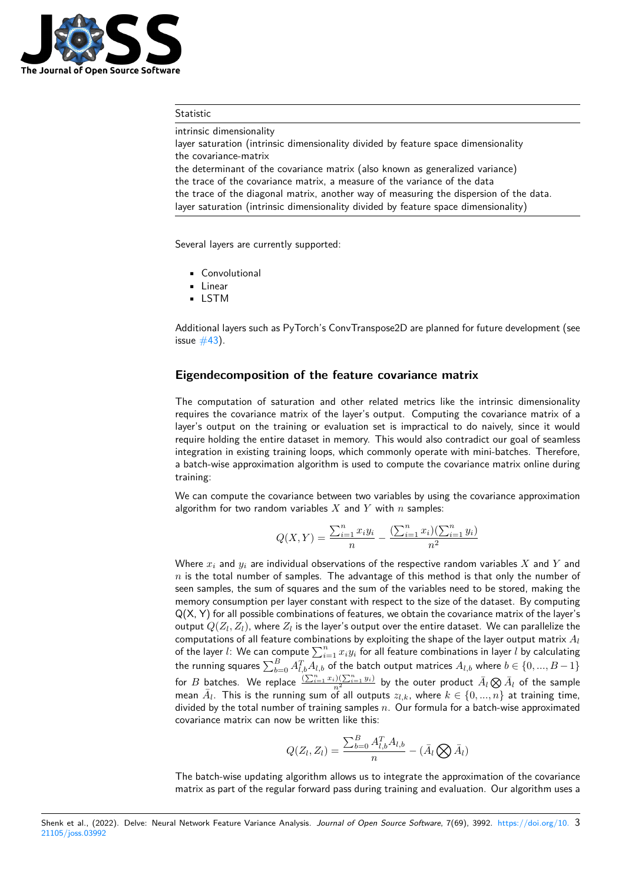| Statistic |
| --- |
| intrinsic dimensionality |
| layer saturation (intrinsic dimensionality divided by feature space dimensionality |
| the covariance-matrix |
| the determinant of the covariance matrix (also known as generalized variance) |
| the trace of the covariance matrix, a measure of the variance of the data |
| the trace of the diagonal matrix, another way of measuring the dispersion of the data. |
| layer saturation (intrinsic dimensionality divided by feature space dimensionality) |

Several layers are currently supported:

- Convolutional
- Linear
- LSTM

Additional layers such as PyTorch's ConvTranspose2D are planned for future development (see issue #43).

## Eigendecomposition of the feature covariance matrix

The computation of saturation and other related metrics like the intrinsic dimensionality requires the covariance matrix of the layer's output. Computing the covariance matrix of a layer's output on the training or evaluation set is impractical to do naively, since it would require holding the entire dataset in memory. This would also contradict our goal of seamless integration in existing training loops, which commonly operate with mini-batches. Therefore, a batch-wise approximation algorithm is used to compute the covariance matrix online during training:

We can compute the covariance between two variables by using the covariance approximation algorithm for two random variables $X$ and $Y$ with $n$ samples:

$$Q(X,Y) = \frac{\sum_{i=1}^{n} x_i y_i}{n} - \frac{(\sum_{i=1}^{n} x_i)(\sum_{i=1}^{n} y_i)}{n^2}$$

Where $x_i$ and $y_i$ are individual observations of the respective random variables $X$ and $Y$ and $n$ is the total number of samples. The advantage of this method is that only the number of seen samples, the sum of squares and the sum of the variables need to be stored, making the memory consumption per layer constant with respect to the size of the dataset. By computing Q(X, Y) for all possible combinations of features, we obtain the covariance matrix of the layer's output $Q(Z_l, Z_l)$, where $Z_l$ is the layer's output over the entire dataset. We can parallelize the computations of all feature combinations by exploiting the shape of the layer output matrix $A_l$ of the layer $l$: We can compute $\sum_{i=1}^{n} x_i y_i$ for all feature combinations in layer $l$ by calculating the running squares $\sum_{b=0}^{B} A_{l,b}^T A_{l,b}$ of the batch output matrices $A_{l,b}$ where $b \in \{0, ..., B-1\}$ for $B$ batches. We replace $\frac{(\sum_{i=1}^{n} x_i)(\sum_{i=1}^{n} y_i)}{n^2}$ by the outer product $\bar{A}_l \bigotimes \bar{A}_l$ of the sample mean $\bar{A}_l$. This is the running sum of all outputs $z_{l,k}$, where $k \in \{0, ..., n\}$ at training time, divided by the total number of training samples $n$. Our formula for a batch-wise approximated covariance matrix can now be written like this:

$$Q(Z_l, Z_l) = \frac{\sum_{b=0}^{B} A_{l,b}^T A_{l,b}}{n} - (\bar{A}_l \bigotimes \bar{A}_l)$$

The batch-wise updating algorithm allows us to integrate the approximation of the covariance matrix as part of the regular forward pass during training and evaluation. Our algorithm uses a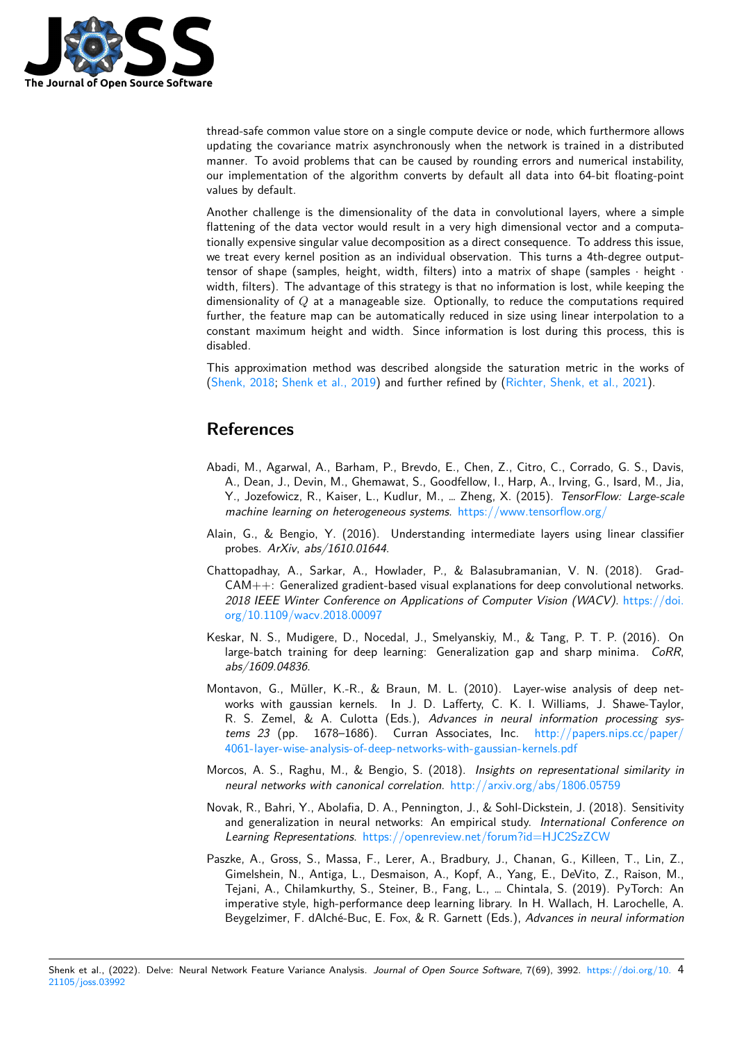thread-safe common value store on a single compute device or node, which furthermore allows updating the covariance matrix asynchronously when the network is trained in a distributed manner. To avoid problems that can be caused by rounding errors and numerical instability, our implementation of the algorithm converts by default all data into 64-bit floating-point values by default.

Another challenge is the dimensionality of the data in convolutional layers, where a simple flattening of the data vector would result in a very high dimensional vector and a computationally expensive singular value decomposition as a direct consequence. To address this issue, we treat every kernel position as an individual observation. This turns a 4th-degree output-tensor of shape (samples, height, width, filters) into a matrix of shape (samples $\cdot$ height $\cdot$ width, filters). The advantage of this strategy is that no information is lost, while keeping the dimensionality of $Q$ at a manageable size. Optionally, to reduce the computations required further, the feature map can be automatically reduced in size using linear interpolation to a constant maximum height and width. Since information is lost during this process, this is disabled.

This approximation method was described alongside the saturation metric in the works of (Shenk, 2018; Shenk et al., 2019) and further refined by (Richter, Shenk, et al., 2021).

# References

Abadi, M., Agarwal, A., Barham, P., Brevdo, E., Chen, Z., Citro, C., Corrado, G. S., Davis, A., Dean, J., Devin, M., Ghemawat, S., Goodfellow, I., Harp, A., Irving, G., Isard, M., Jia, Y., Jozefowicz, R., Kaiser, L., Kudlur, M., … Zheng, X. (2015). *TensorFlow: Large-scale machine learning on heterogeneous systems*. https://www.tensorflow.org/

Alain, G., & Bengio, Y. (2016). Understanding intermediate layers using linear classifier probes. *ArXiv*, *abs/1610.01644*.

Chattopadhay, A., Sarkar, A., Howlader, P., & Balasubramanian, V. N. (2018). Grad-CAM++: Generalized gradient-based visual explanations for deep convolutional networks. *2018 IEEE Winter Conference on Applications of Computer Vision (WACV)*. https://doi.org/10.1109/wacv.2018.00097

Keskar, N. S., Mudigere, D., Nocedal, J., Smelyanskiy, M., & Tang, P. T. P. (2016). On large-batch training for deep learning: Generalization gap and sharp minima. *CoRR*, *abs/1609.04836*.

Montavon, G., Müller, K.-R., & Braun, M. L. (2010). Layer-wise analysis of deep networks with gaussian kernels. In J. D. Lafferty, C. K. I. Williams, J. Shawe-Taylor, R. S. Zemel, & A. Culotta (Eds.), *Advances in neural information processing systems 23* (pp. 1678–1686). Curran Associates, Inc. http://papers.nips.cc/paper/4061-layer-wise-analysis-of-deep-networks-with-gaussian-kernels.pdf

Morcos, A. S., Raghu, M., & Bengio, S. (2018). *Insights on representational similarity in neural networks with canonical correlation*. http://arxiv.org/abs/1806.05759

Novak, R., Bahri, Y., Abolafia, D. A., Pennington, J., & Sohl-Dickstein, J. (2018). Sensitivity and generalization in neural networks: An empirical study. *International Conference on Learning Representations*. https://openreview.net/forum?id=HJC2SzZCW

Paszke, A., Gross, S., Massa, F., Lerer, A., Bradbury, J., Chanan, G., Killeen, T., Lin, Z., Gimelshein, N., Antiga, L., Desmaison, A., Kopf, A., Yang, E., DeVito, Z., Raison, M., Tejani, A., Chilamkurthy, S., Steiner, B., Fang, L., … Chintala, S. (2019). PyTorch: An imperative style, high-performance deep learning library. In H. Wallach, H. Larochelle, A. Beygelzimer, F. dAlché-Buc, E. Fox, & R. Garnett (Eds.), *Advances in neural information*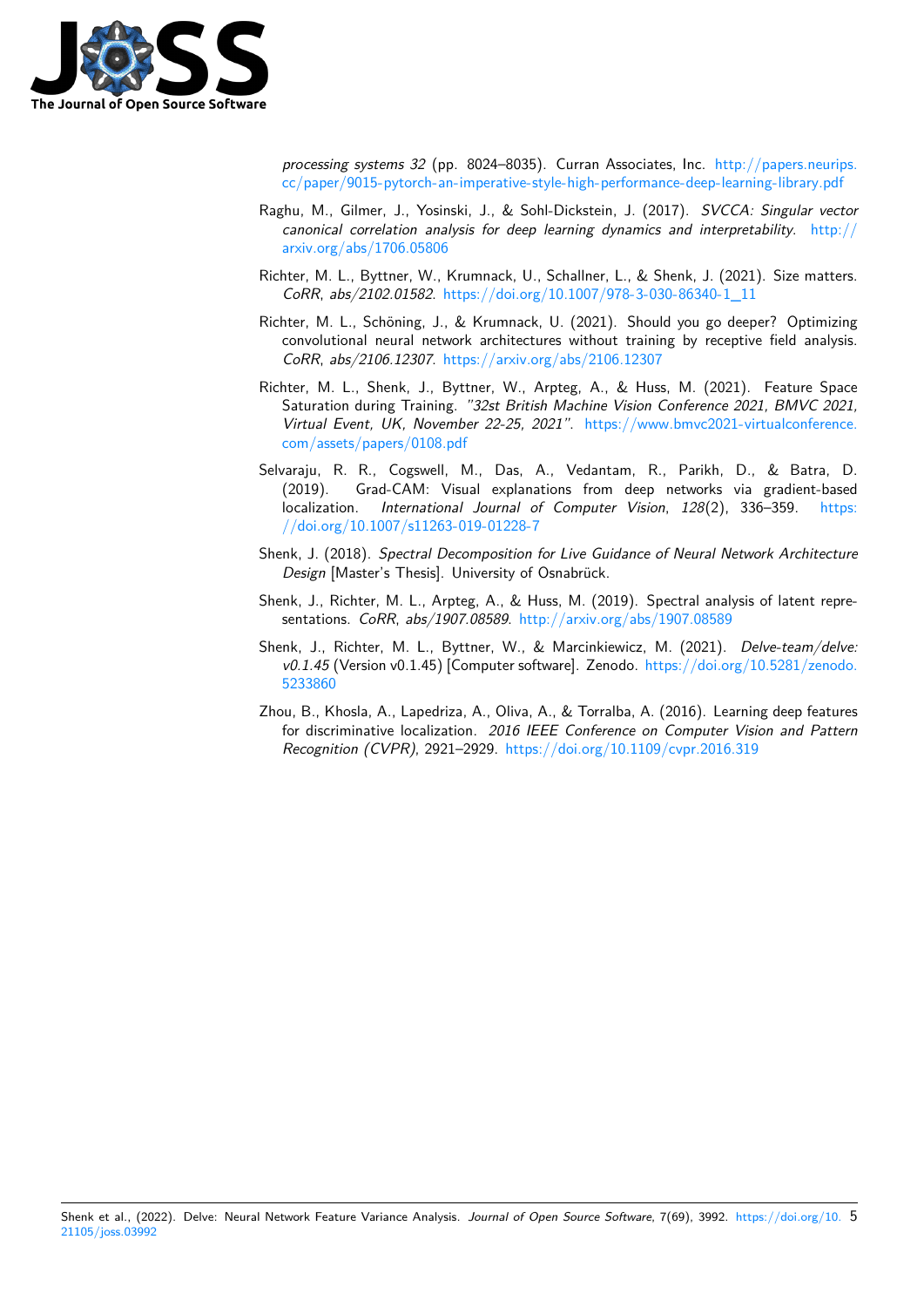*processing systems 32* (pp. 8024–8035). Curran Associates, Inc. http://papers.neurips.cc/paper/9015-pytorch-an-imperative-style-high-performance-deep-learning-library.pdf

Raghu, M., Gilmer, J., Yosinski, J., & Sohl-Dickstein, J. (2017). *SVCCA: Singular vector canonical correlation analysis for deep learning dynamics and interpretability*. http://arxiv.org/abs/1706.05806

Richter, M. L., Byttner, W., Krumnack, U., Schallner, L., & Shenk, J. (2021). Size matters. *CoRR*, *abs/2102.01582*. https://doi.org/10.1007/978-3-030-86340-1_11

Richter, M. L., Schöning, J., & Krumnack, U. (2021). Should you go deeper? Optimizing convolutional neural network architectures without training by receptive field analysis. *CoRR*, *abs/2106.12307*. https://arxiv.org/abs/2106.12307

Richter, M. L., Shenk, J., Byttner, W., Arpteg, A., & Huss, M. (2021). Feature Space Saturation during Training. *"32st British Machine Vision Conference 2021, BMVC 2021, Virtual Event, UK, November 22-25, 2021"*. https://www.bmvc2021-virtualconference.com/assets/papers/0108.pdf

Selvaraju, R. R., Cogswell, M., Das, A., Vedantam, R., Parikh, D., & Batra, D. (2019). Grad-CAM: Visual explanations from deep networks via gradient-based localization. *International Journal of Computer Vision*, *128*(2), 336–359. https://doi.org/10.1007/s11263-019-01228-7

Shenk, J. (2018). *Spectral Decomposition for Live Guidance of Neural Network Architecture Design* [Master's Thesis]. University of Osnabrück.

Shenk, J., Richter, M. L., Arpteg, A., & Huss, M. (2019). Spectral analysis of latent representations. *CoRR*, *abs/1907.08589*. http://arxiv.org/abs/1907.08589

Shenk, J., Richter, M. L., Byttner, W., & Marcinkiewicz, M. (2021). *Delve-team/delve: v0.1.45* (Version v0.1.45) [Computer software]. Zenodo. https://doi.org/10.5281/zenodo.5233860

Zhou, B., Khosla, A., Lapedriza, A., Oliva, A., & Torralba, A. (2016). Learning deep features for discriminative localization. *2016 IEEE Conference on Computer Vision and Pattern Recognition (CVPR)*, 2921–2929. https://doi.org/10.1109/cvpr.2016.319